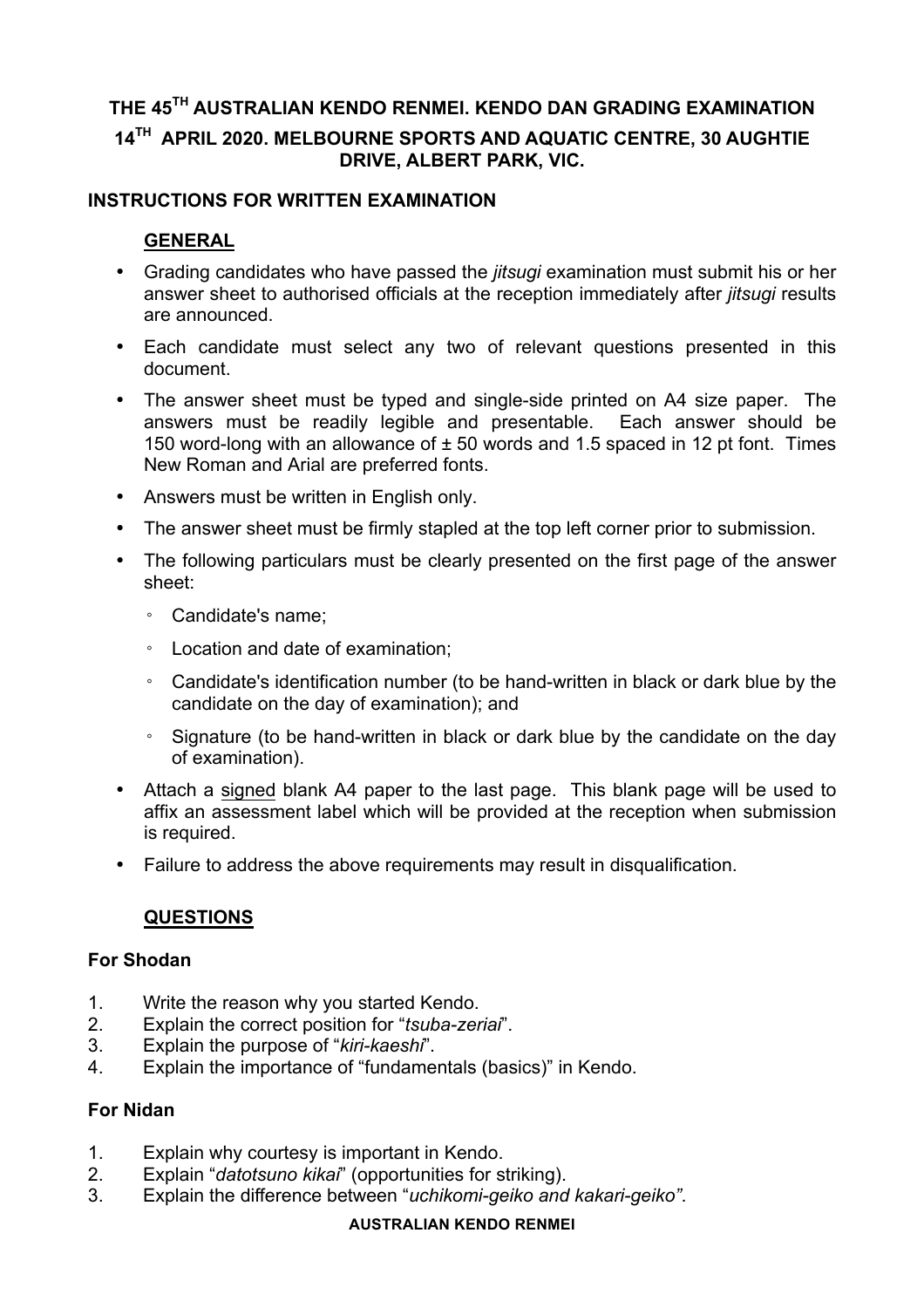# THE 45TH AUSTRALIAN KENDO RENMEI. KENDO DAN GRADING EXAMINATION

# 14TH APRIL 2020. MELBOURNE SPORTS AND AQUATIC CENTRE, 30 AUGHTIE DRIVE, ALBERT PARK, VIC.

## INSTRUCTIONS FOR WRITTEN EXAMINATION

### GENERAL

- Grading candidates who have passed the *jitsugi* examination must submit his or her answer sheet to authorised officials at the reception immediately after *jitsugi* results are announced.
- Each candidate must select any two of relevant questions presented in this document.
- The answer sheet must be typed and single-side printed on A4 size paper. The answers must be readily legible and presentable. Each answer should be 150 word-long with an allowance of ± 50 words and 1.5 spaced in 12 pt font. Times New Roman and Arial are preferred fonts.
- Answers must be written in English only.
- The answer sheet must be firmly stapled at the top left corner prior to submission.
- The following particulars must be clearly presented on the first page of the answer sheet:
  - Candidate's name;
  - Location and date of examination;
  - Candidate's identification number (to be hand-written in black or dark blue by the candidate on the day of examination); and
  - Signature (to be hand-written in black or dark blue by the candidate on the day of examination).
- Attach a signed blank A4 paper to the last page. This blank page will be used to affix an assessment label which will be provided at the reception when submission is required.
- Failure to address the above requirements may result in disqualification.

### QUESTIONS

**For Shodan**

1. Write the reason why you started Kendo.
2. Explain the correct position for "*tsuba-zeriai*".
3. Explain the purpose of "*kiri-kaeshi*".
4. Explain the importance of "fundamentals (basics)" in Kendo.

**For Nidan**

1. Explain why courtesy is important in Kendo.
2. Explain "*datotsuno kikai*" (opportunities for striking).
3. Explain the difference between "*uchikomi-geiko and kakari-geiko"*.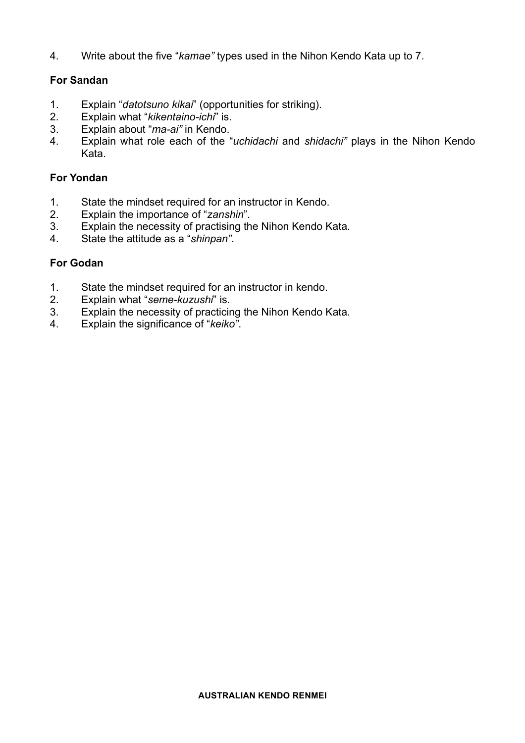4. Write about the five “*kamae”* types used in the Nihon Kendo Kata up to 7.

**For Sandan**

1. Explain “*datotsuno kikai*” (opportunities for striking).
2. Explain what “*kikentaino-ichi*” is.
3. Explain about “*ma-ai”* in Kendo.
4. Explain what role each of the “*uchidachi* and *shidachi”* plays in the Nihon Kendo Kata.

**For Yondan**

1. State the mindset required for an instructor in Kendo.
2. Explain the importance of “*zanshin*”.
3. Explain the necessity of practising the Nihon Kendo Kata.
4. State the attitude as a “*shinpan”*.

**For Godan**

1. State the mindset required for an instructor in kendo.
2. Explain what “*seme-kuzushi*” is.
3. Explain the necessity of practicing the Nihon Kendo Kata.
4. Explain the significance of “*keiko”*.